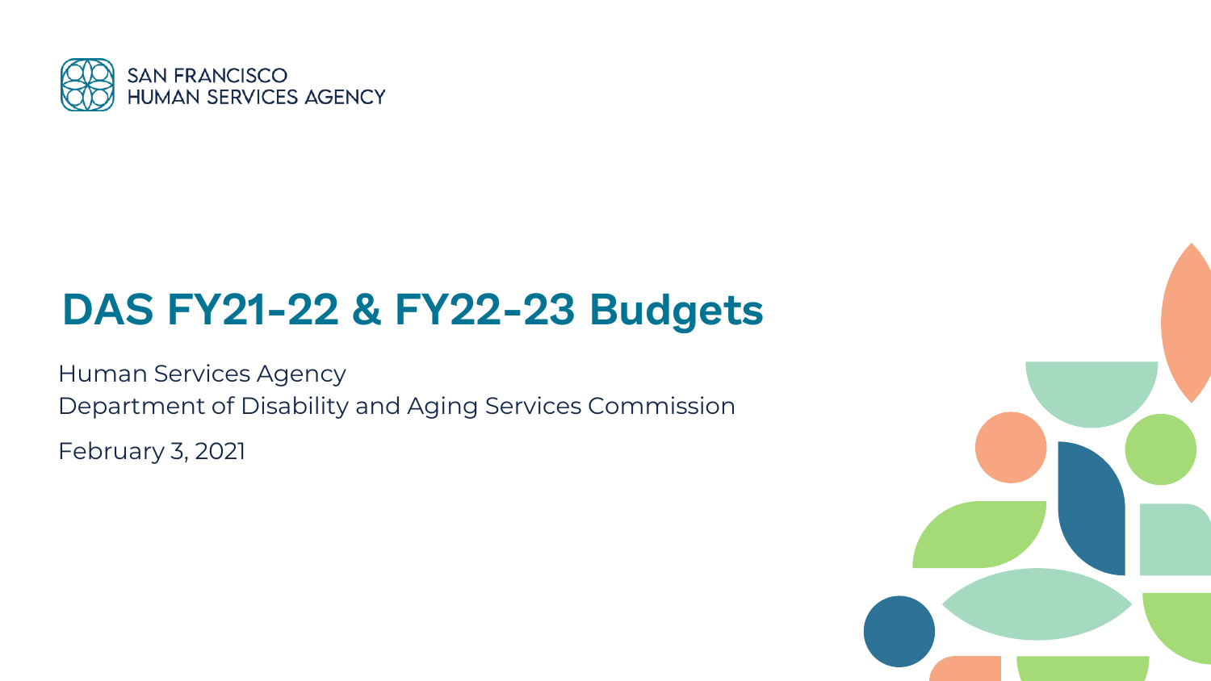SAN FRANCISCO
HUMAN SERVICES AGENCY

# DAS FY21-22 & FY22-23 Budgets

Human Services Agency

Department of Disability and Aging Services Commission

February 3, 2021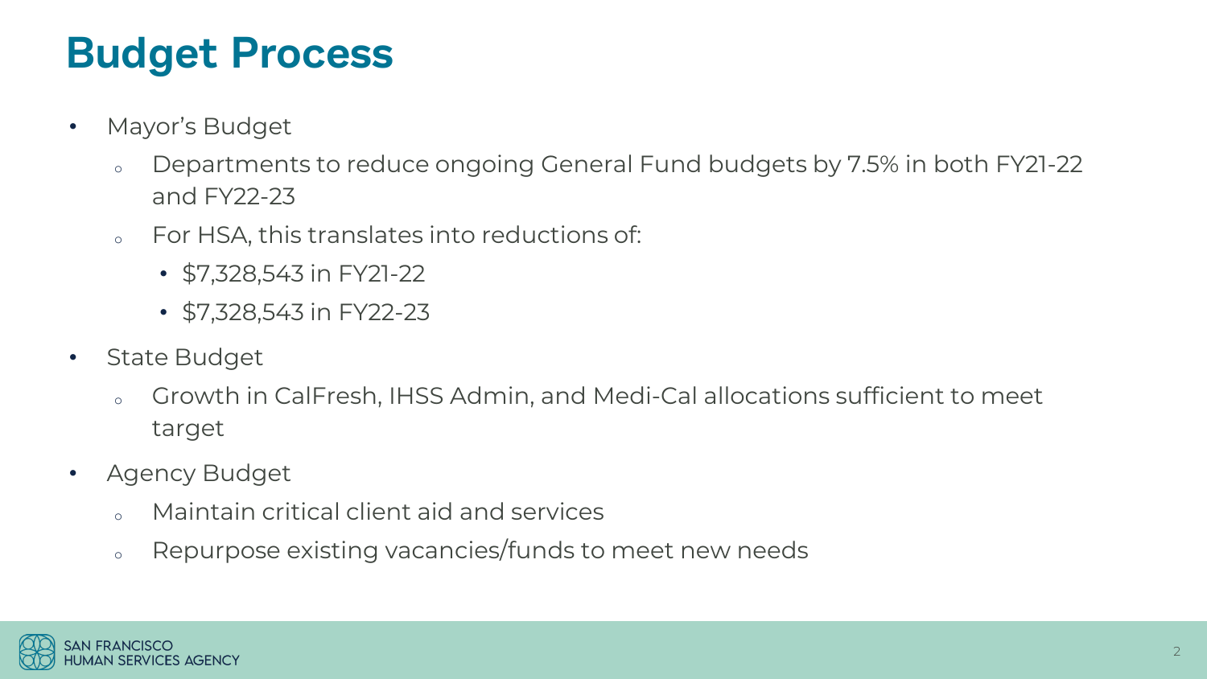# Budget Process

- Mayor's Budget
  - Departments to reduce ongoing General Fund budgets by 7.5% in both FY21-22 and FY22-23
  - For HSA, this translates into reductions of:
    - $7,328,543 in FY21-22
    - $7,328,543 in FY22-23
- State Budget
  - Growth in CalFresh, IHSS Admin, and Medi-Cal allocations sufficient to meet target
- Agency Budget
  - Maintain critical client aid and services
  - Repurpose existing vacancies/funds to meet new needs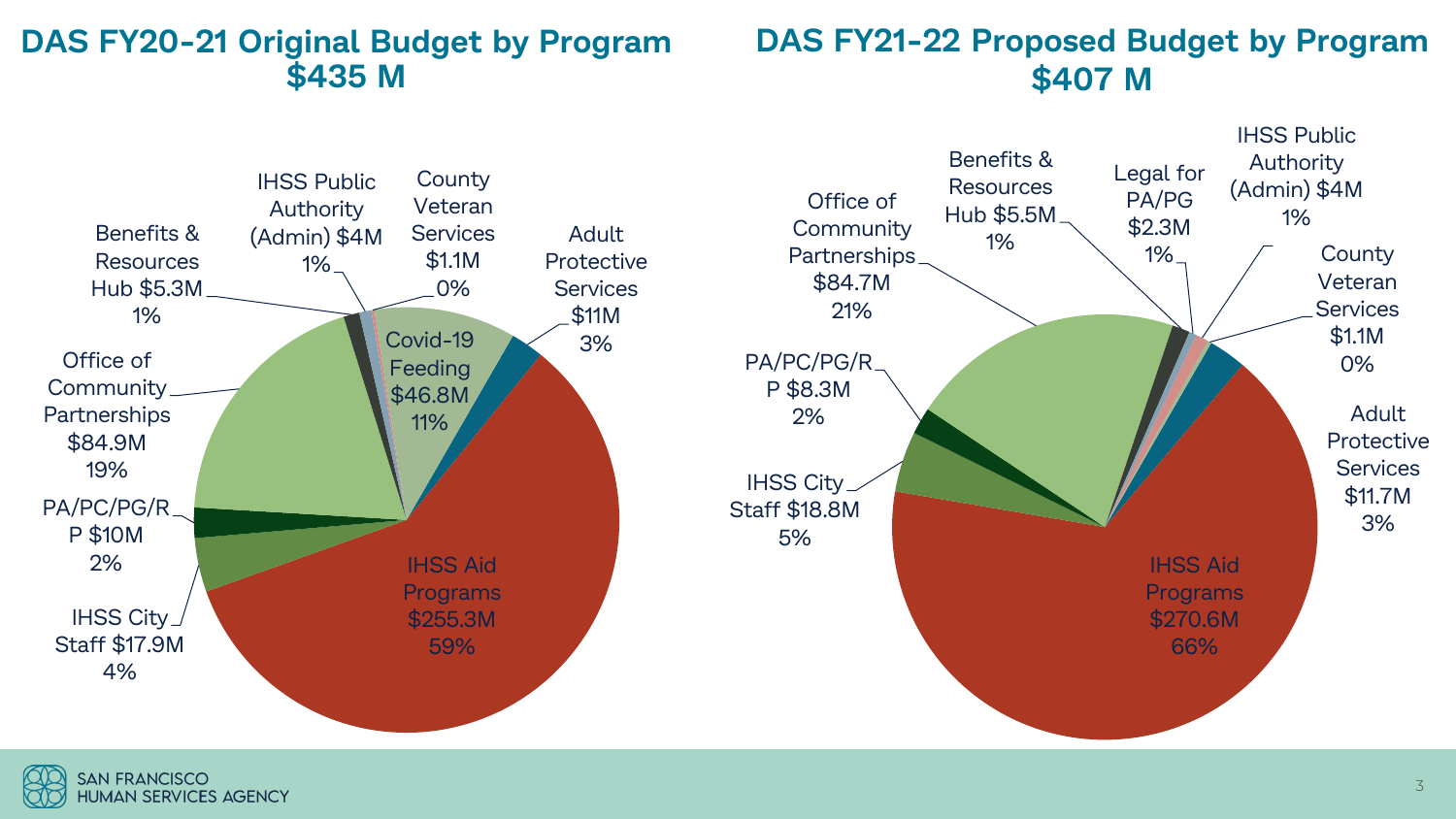## DAS FY20-21 Original Budget by Program
## $435 M

- IHSS Aid Programs $255.3M 59%
- Office of Community Partnerships $84.9M 19%
- Covid-19 Feeding $46.8M 11%
- IHSS City Staff $17.9M 4%
- Adult Protective Services $11M 3%
- PA/PC/PG/RP $10M 2%
- Benefits & Resources Hub $5.3M 1%
- IHSS Public Authority (Admin) $4M 1%
- County Veteran Services $1.1M 0%

## DAS FY21-22 Proposed Budget by Program
## $407 M

- IHSS Aid Programs $270.6M 66%
- Office of Community Partnerships $84.7M 21%
- IHSS City Staff $18.8M 5%
- Adult Protective Services $11.7M 3%
- PA/PC/PG/RP $8.3M 2%
- Benefits & Resources Hub $5.5M 1%
- IHSS Public Authority (Admin) $4M 1%
- Legal for PA/PG $2.3M 1%
- County Veteran Services $1.1M 0%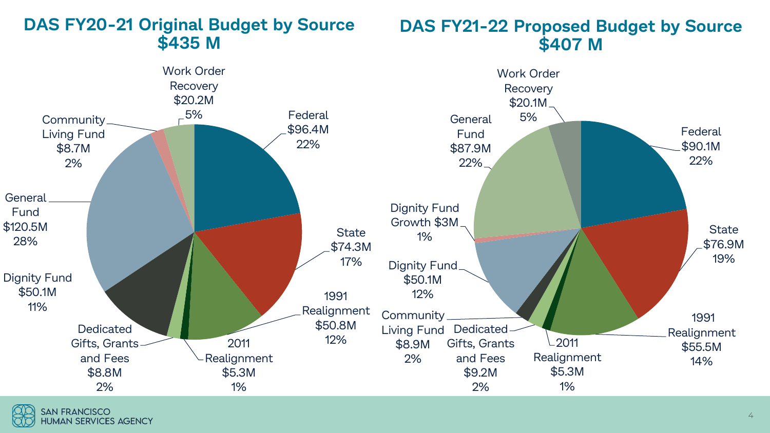## DAS FY20-21 Original Budget by Source $435 M

| Source | Amount | Percent |
|---|---|---|
| Federal | $96.4M | 22% |
| State | $74.3M | 17% |
| 1991 Realignment | $50.8M | 12% |
| 2011 Realignment | $5.3M | 1% |
| Dedicated Gifts, Grants and Fees | $8.8M | 2% |
| Dignity Fund | $50.1M | 11% |
| General Fund | $120.5M | 28% |
| Community Living Fund | $8.7M | 2% |
| Work Order Recovery | $20.2M | 5% |

## DAS FY21-22 Proposed Budget by Source $407 M

| Source | Amount | Percent |
|---|---|---|
| Federal | $90.1M | 22% |
| State | $76.9M | 19% |
| 1991 Realignment | $55.5M | 14% |
| 2011 Realignment | $5.3M | 1% |
| Dedicated Gifts, Grants and Fees | $9.2M | 2% |
| Community Living Fund | $8.9M | 2% |
| Dignity Fund | $50.1M | 12% |
| Dignity Fund Growth | $3M | 1% |
| General Fund | $87.9M | 22% |
| Work Order Recovery | $20.1M | 5% |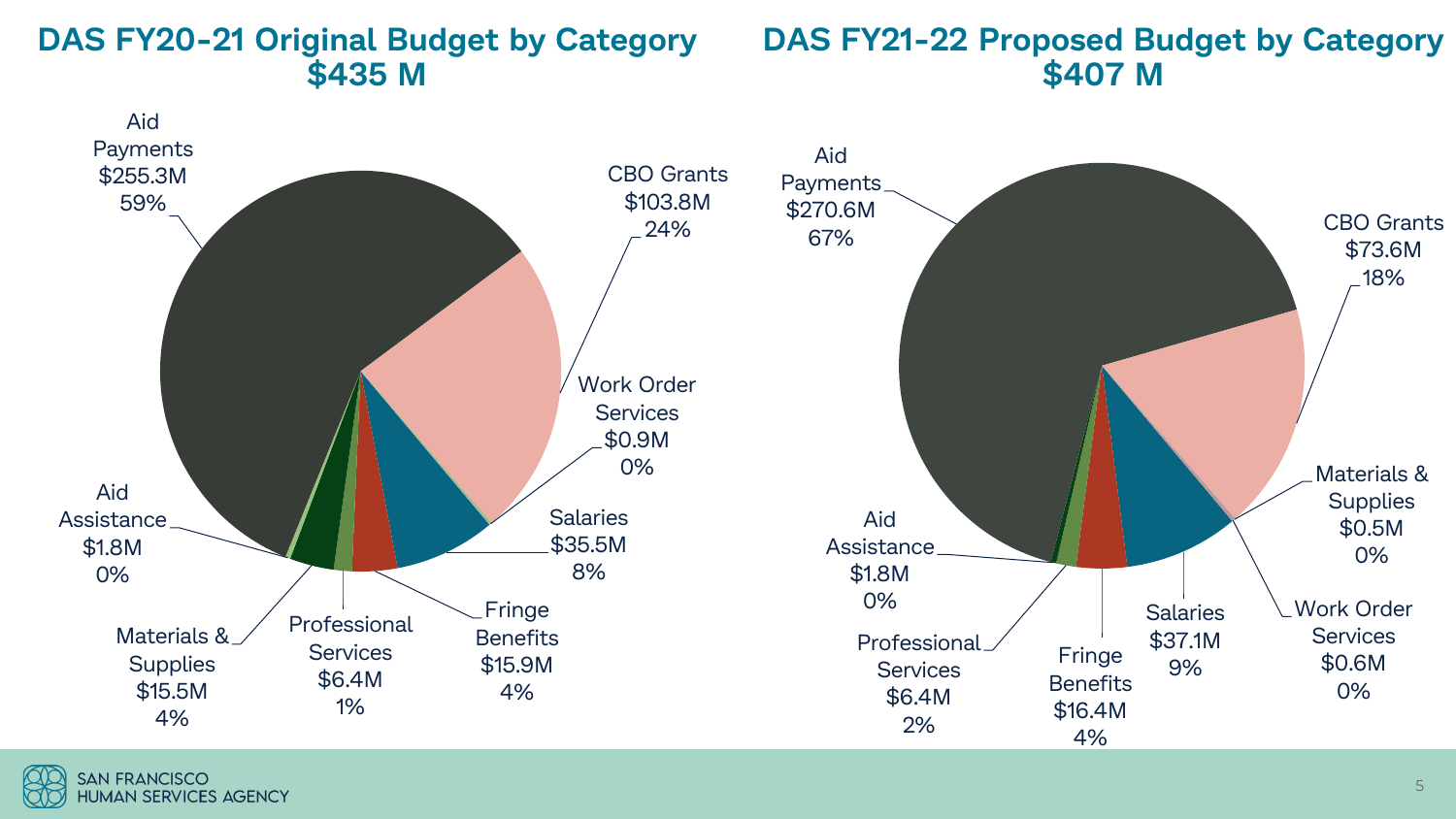## DAS FY20-21 Original Budget by Category
## $435 M

| Category | Amount | Percent |
| --- | --- | --- |
| Aid Payments | $255.3M | 59% |
| CBO Grants | $103.8M | 24% |
| Work Order Services | $0.9M | 0% |
| Salaries | $35.5M | 8% |
| Fringe Benefits | $15.9M | 4% |
| Professional Services | $6.4M | 1% |
| Materials & Supplies | $15.5M | 4% |
| Aid Assistance | $1.8M | 0% |

## DAS FY21-22 Proposed Budget by Category
## $407 M

| Category | Amount | Percent |
| --- | --- | --- |
| Aid Payments | $270.6M | 67% |
| CBO Grants | $73.6M | 18% |
| Materials & Supplies | $0.5M | 0% |
| Work Order Services | $0.6M | 0% |
| Salaries | $37.1M | 9% |
| Fringe Benefits | $16.4M | 4% |
| Professional Services | $6.4M | 2% |
| Aid Assistance | $1.8M | 0% |

SAN FRANCISCO HUMAN SERVICES AGENCY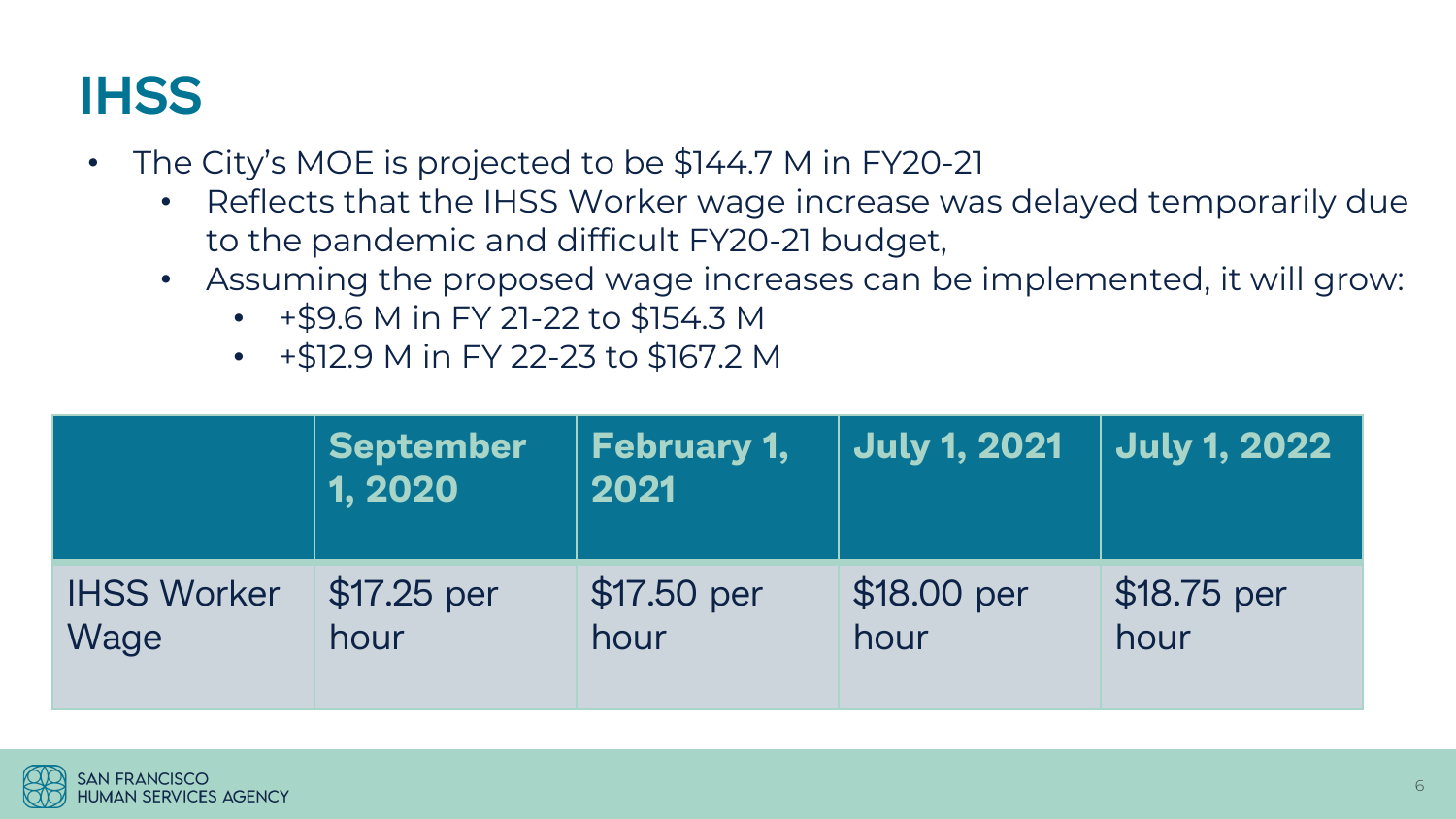# IHSS

- The City's MOE is projected to be $144.7 M in FY20-21
  - Reflects that the IHSS Worker wage increase was delayed temporarily due to the pandemic and difficult FY20-21 budget,
  - Assuming the proposed wage increases can be implemented, it will grow:
    - +$9.6 M in FY 21-22 to $154.3 M
    - +$12.9 M in FY 22-23 to $167.2 M

| | September 1, 2020 | February 1, 2021 | July 1, 2021 | July 1, 2022 |
|---|---|---|---|---|
| IHSS Worker Wage | $17.25 per hour | $17.50 per hour | $18.00 per hour | $18.75 per hour |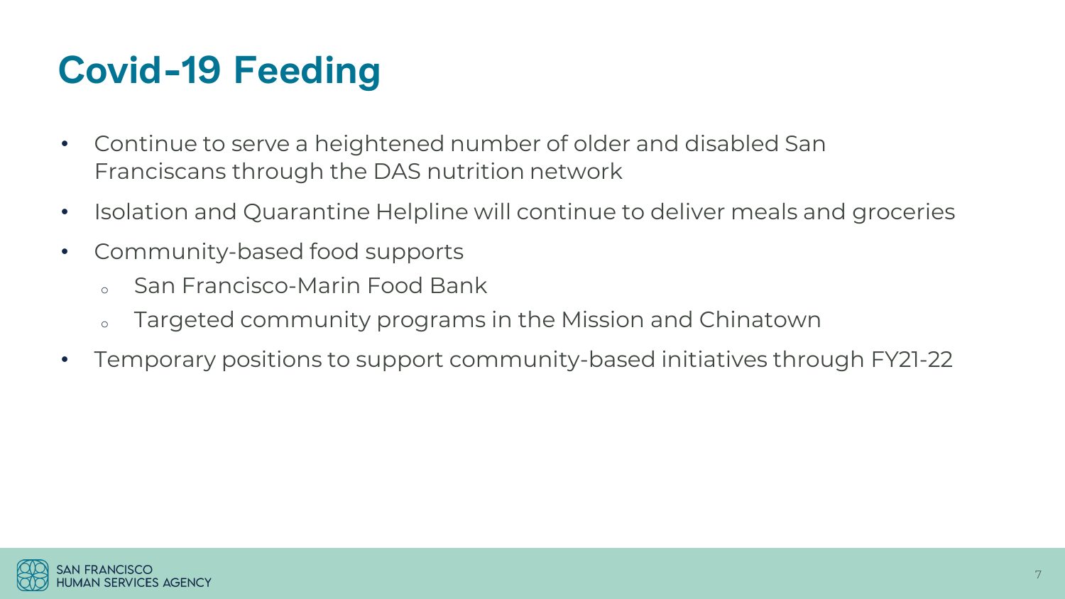# Covid-19 Feeding

- Continue to serve a heightened number of older and disabled San Franciscans through the DAS nutrition network
- Isolation and Quarantine Helpline will continue to deliver meals and groceries
- Community-based food supports
  - San Francisco-Marin Food Bank
  - Targeted community programs in the Mission and Chinatown
- Temporary positions to support community-based initiatives through FY21-22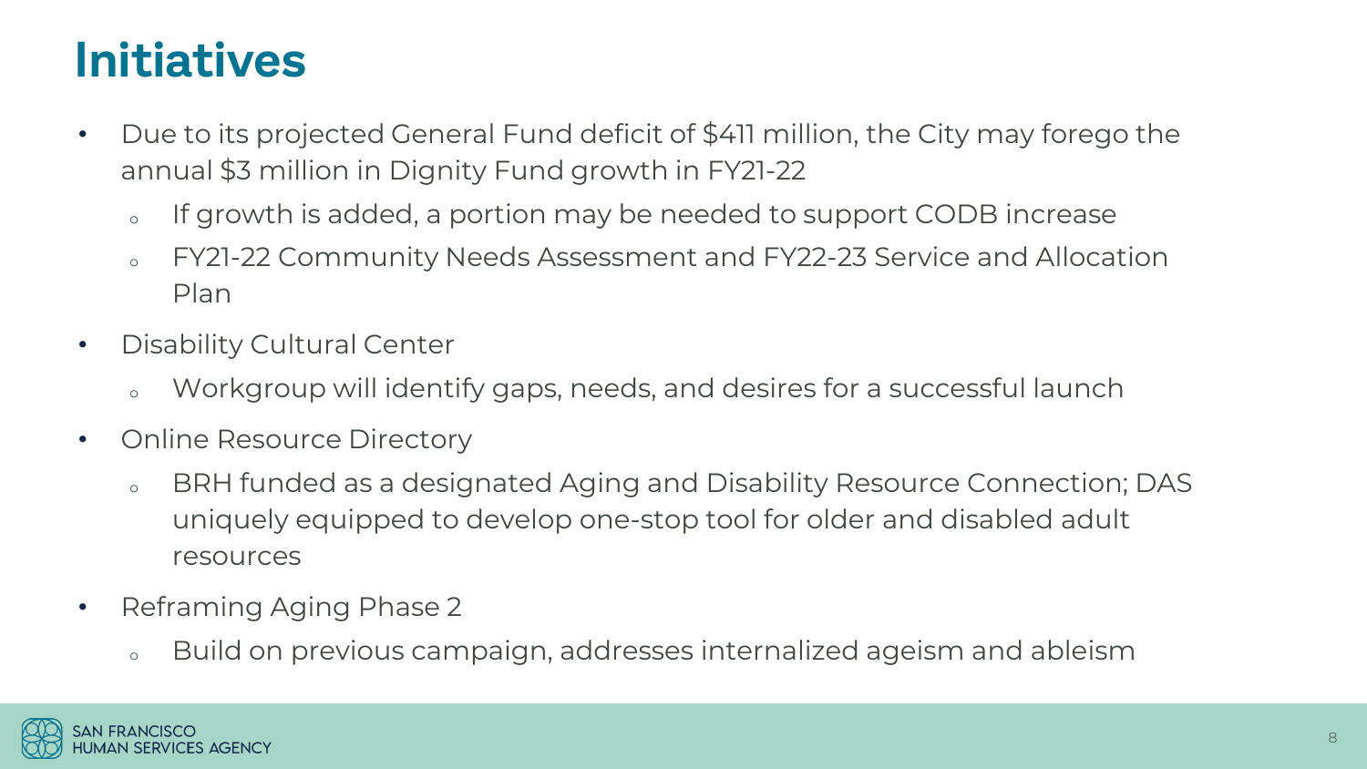# Initiatives

- Due to its projected General Fund deficit of $411 million, the City may forego the annual $3 million in Dignity Fund growth in FY21-22
  - If growth is added, a portion may be needed to support CODB increase
  - FY21-22 Community Needs Assessment and FY22-23 Service and Allocation Plan
- Disability Cultural Center
  - Workgroup will identify gaps, needs, and desires for a successful launch
- Online Resource Directory
  - BRH funded as a designated Aging and Disability Resource Connection; DAS uniquely equipped to develop one-stop tool for older and disabled adult resources
- Reframing Aging Phase 2
  - Build on previous campaign, addresses internalized ageism and ableism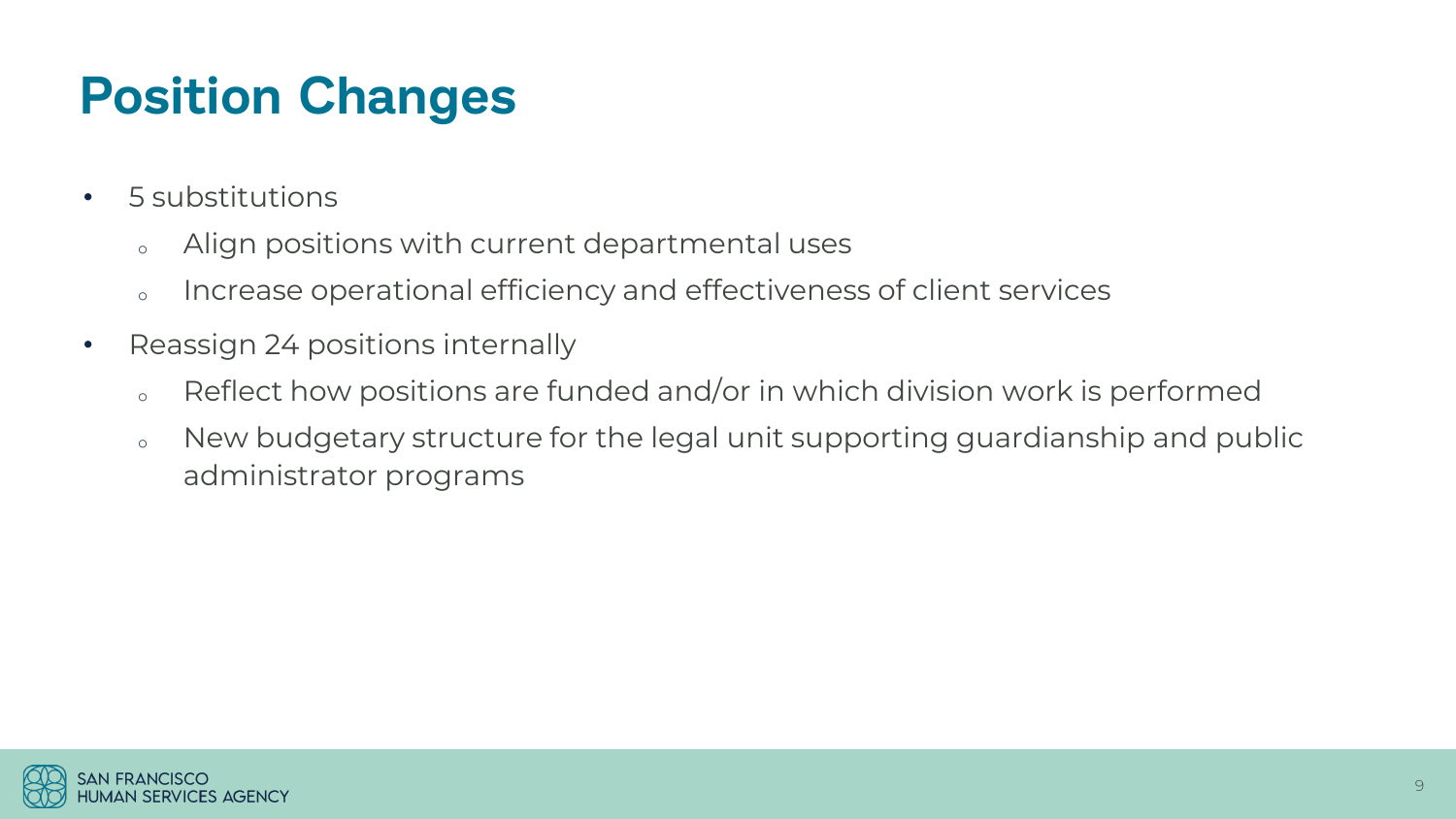# Position Changes

- 5 substitutions
  - Align positions with current departmental uses
  - Increase operational efficiency and effectiveness of client services
- Reassign 24 positions internally
  - Reflect how positions are funded and/or in which division work is performed
  - New budgetary structure for the legal unit supporting guardianship and public administrator programs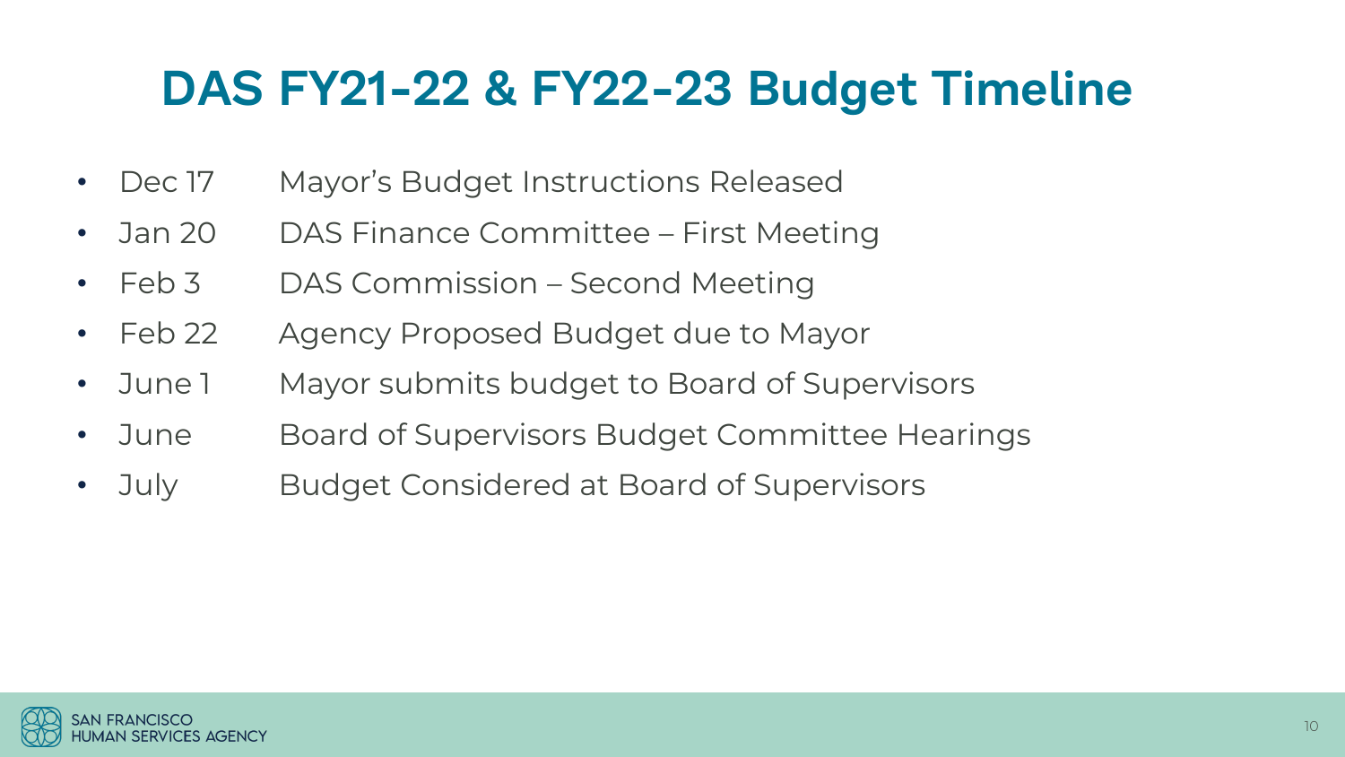# DAS FY21-22 & FY22-23 Budget Timeline

- Dec 17 Mayor's Budget Instructions Released
- Jan 20 DAS Finance Committee – First Meeting
- Feb 3 DAS Commission – Second Meeting
- Feb 22 Agency Proposed Budget due to Mayor
- June 1 Mayor submits budget to Board of Supervisors
- June Board of Supervisors Budget Committee Hearings
- July Budget Considered at Board of Supervisors

SAN FRANCISCO
HUMAN SERVICES AGENCY